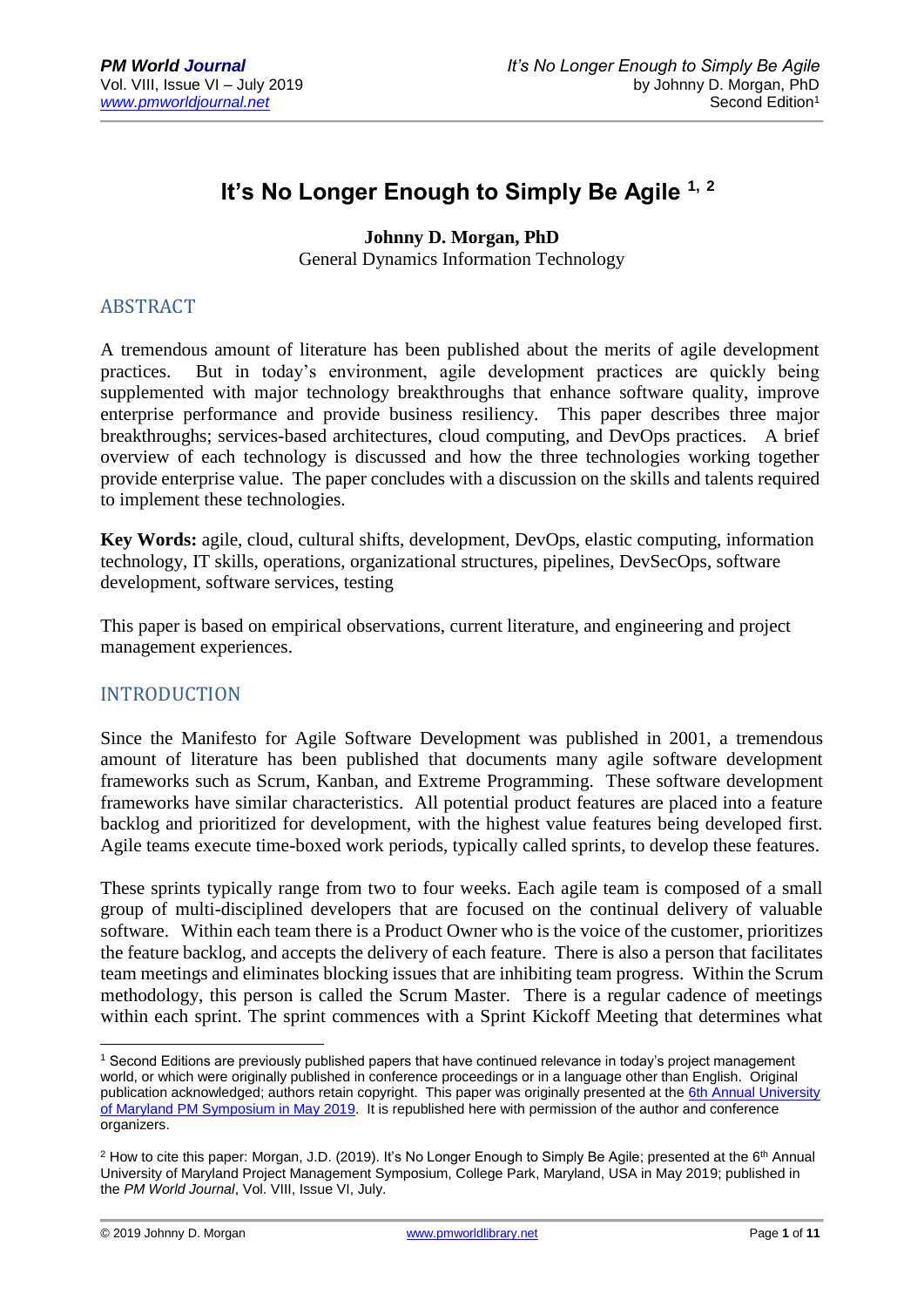# It's No Longer Enough to Simply Be Agile [1, 2]

**Johnny D. Morgan, PhD**
General Dynamics Information Technology

## ABSTRACT

A tremendous amount of literature has been published about the merits of agile development practices. But in today's environment, agile development practices are quickly being supplemented with major technology breakthroughs that enhance software quality, improve enterprise performance and provide business resiliency. This paper describes three major breakthroughs; services-based architectures, cloud computing, and DevOps practices. A brief overview of each technology is discussed and how the three technologies working together provide enterprise value. The paper concludes with a discussion on the skills and talents required to implement these technologies.

**Key Words:** agile, cloud, cultural shifts, development, DevOps, elastic computing, information technology, IT skills, operations, organizational structures, pipelines, DevSecOps, software development, software services, testing

This paper is based on empirical observations, current literature, and engineering and project management experiences.

## INTRODUCTION

Since the Manifesto for Agile Software Development was published in 2001, a tremendous amount of literature has been published that documents many agile software development frameworks such as Scrum, Kanban, and Extreme Programming. These software development frameworks have similar characteristics. All potential product features are placed into a feature backlog and prioritized for development, with the highest value features being developed first. Agile teams execute time-boxed work periods, typically called sprints, to develop these features.

These sprints typically range from two to four weeks. Each agile team is composed of a small group of multi-disciplined developers that are focused on the continual delivery of valuable software. Within each team there is a Product Owner who is the voice of the customer, prioritizes the feature backlog, and accepts the delivery of each feature. There is also a person that facilitates team meetings and eliminates blocking issues that are inhibiting team progress. Within the Scrum methodology, this person is called the Scrum Master. There is a regular cadence of meetings within each sprint. The sprint commences with a Sprint Kickoff Meeting that determines what

---

[1] Second Editions are previously published papers that have continued relevance in today's project management world, or which were originally published in conference proceedings or in a language other than English. Original publication acknowledged; authors retain copyright. This paper was originally presented at the 6th Annual University of Maryland PM Symposium in May 2019. It is republished here with permission of the author and conference organizers.

[2] How to cite this paper: Morgan, J.D. (2019). It's No Longer Enough to Simply Be Agile; presented at the 6th Annual University of Maryland Project Management Symposium, College Park, Maryland, USA in May 2019; published in the *PM World Journal*, Vol. VIII, Issue VI, July.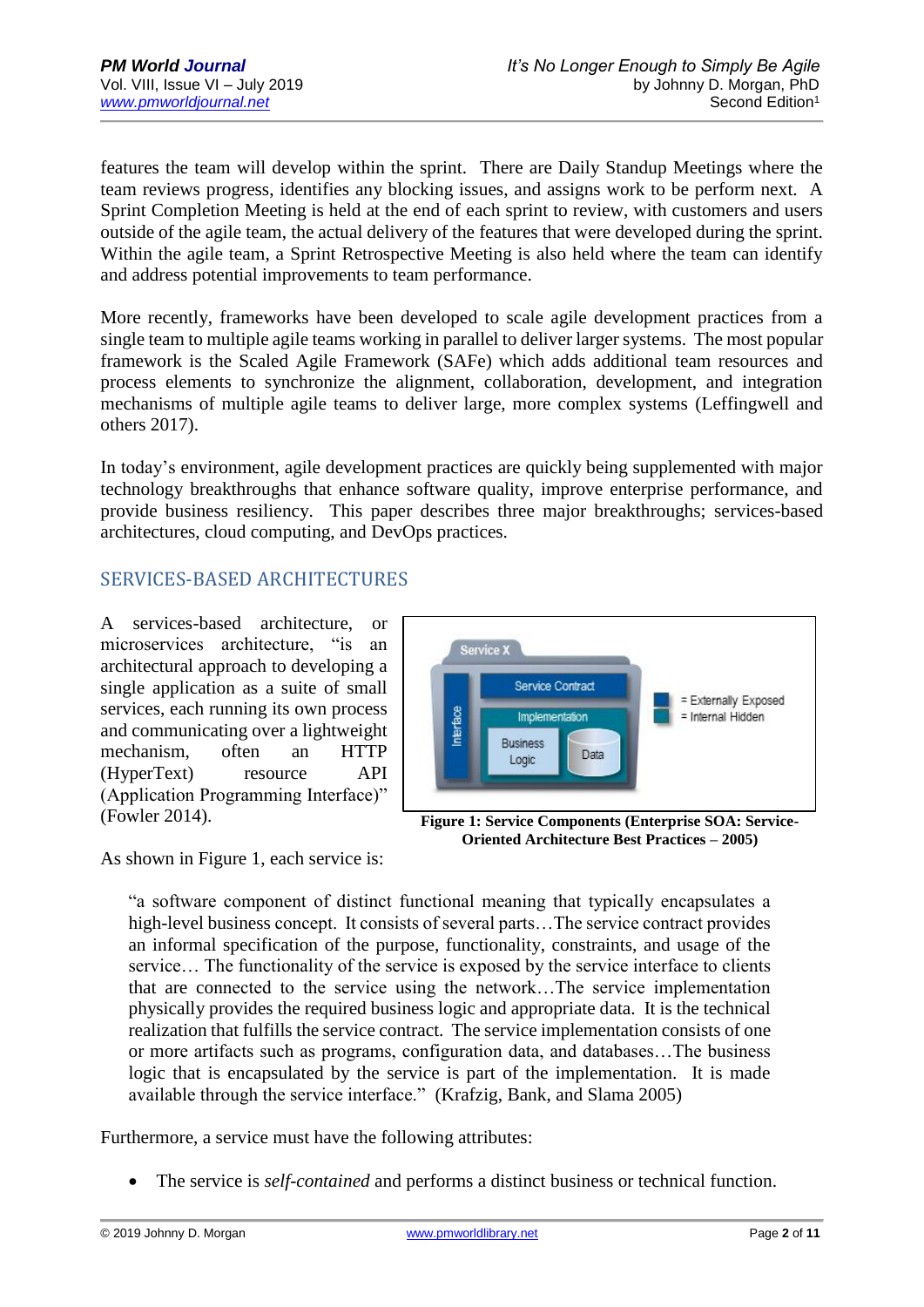features the team will develop within the sprint. There are Daily Standup Meetings where the team reviews progress, identifies any blocking issues, and assigns work to be perform next. A Sprint Completion Meeting is held at the end of each sprint to review, with customers and users outside of the agile team, the actual delivery of the features that were developed during the sprint. Within the agile team, a Sprint Retrospective Meeting is also held where the team can identify and address potential improvements to team performance.

More recently, frameworks have been developed to scale agile development practices from a single team to multiple agile teams working in parallel to deliver larger systems. The most popular framework is the Scaled Agile Framework (SAFe) which adds additional team resources and process elements to synchronize the alignment, collaboration, development, and integration mechanisms of multiple agile teams to deliver large, more complex systems (Leffingwell and others 2017).

In today's environment, agile development practices are quickly being supplemented with major technology breakthroughs that enhance software quality, improve enterprise performance, and provide business resiliency. This paper describes three major breakthroughs; services-based architectures, cloud computing, and DevOps practices.

## SERVICES-BASED ARCHITECTURES

A services-based architecture, or microservices architecture, "is an architectural approach to developing a single application as a suite of small services, each running its own process and communicating over a lightweight mechanism, often an HTTP (HyperText) resource API (Application Programming Interface)" (Fowler 2014).

**Figure 1: Service Components (Enterprise SOA: Service-Oriented Architecture Best Practices – 2005)**

As shown in Figure 1, each service is:

> "a software component of distinct functional meaning that typically encapsulates a high-level business concept. It consists of several parts…The service contract provides an informal specification of the purpose, functionality, constraints, and usage of the service… The functionality of the service is exposed by the service interface to clients that are connected to the service using the network…The service implementation physically provides the required business logic and appropriate data. It is the technical realization that fulfills the service contract. The service implementation consists of one or more artifacts such as programs, configuration data, and databases…The business logic that is encapsulated by the service is part of the implementation. It is made available through the service interface." (Krafzig, Bank, and Slama 2005)

Furthermore, a service must have the following attributes:

- The service is *self-contained* and performs a distinct business or technical function.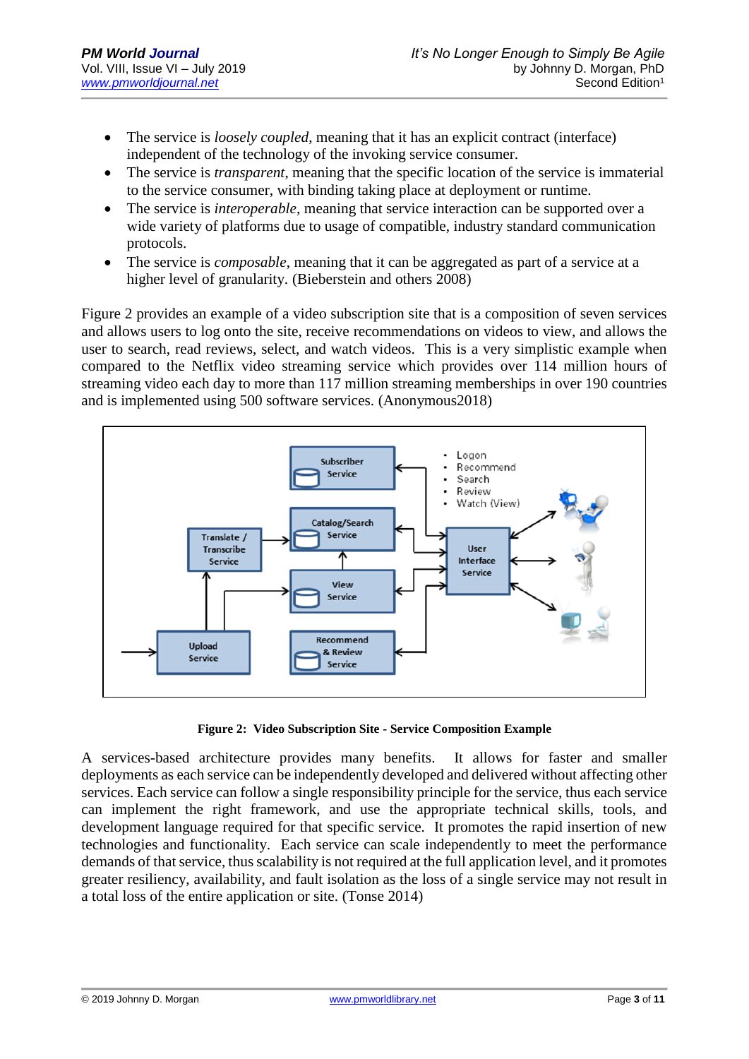- The service is *loosely coupled*, meaning that it has an explicit contract (interface) independent of the technology of the invoking service consumer.
- The service is *transparent*, meaning that the specific location of the service is immaterial to the service consumer, with binding taking place at deployment or runtime.
- The service is *interoperable*, meaning that service interaction can be supported over a wide variety of platforms due to usage of compatible, industry standard communication protocols.
- The service is *composable*, meaning that it can be aggregated as part of a service at a higher level of granularity. (Bieberstein and others 2008)

Figure 2 provides an example of a video subscription site that is a composition of seven services and allows users to log onto the site, receive recommendations on videos to view, and allows the user to search, read reviews, select, and watch videos. This is a very simplistic example when compared to the Netflix video streaming service which provides over 114 million hours of streaming video each day to more than 117 million streaming memberships in over 190 countries and is implemented using 500 software services. (Anonymous2018)

**Figure 2: Video Subscription Site - Service Composition Example**

A services-based architecture provides many benefits. It allows for faster and smaller deployments as each service can be independently developed and delivered without affecting other services. Each service can follow a single responsibility principle for the service, thus each service can implement the right framework, and use the appropriate technical skills, tools, and development language required for that specific service. It promotes the rapid insertion of new technologies and functionality. Each service can scale independently to meet the performance demands of that service, thus scalability is not required at the full application level, and it promotes greater resiliency, availability, and fault isolation as the loss of a single service may not result in a total loss of the entire application or site. (Tonse 2014)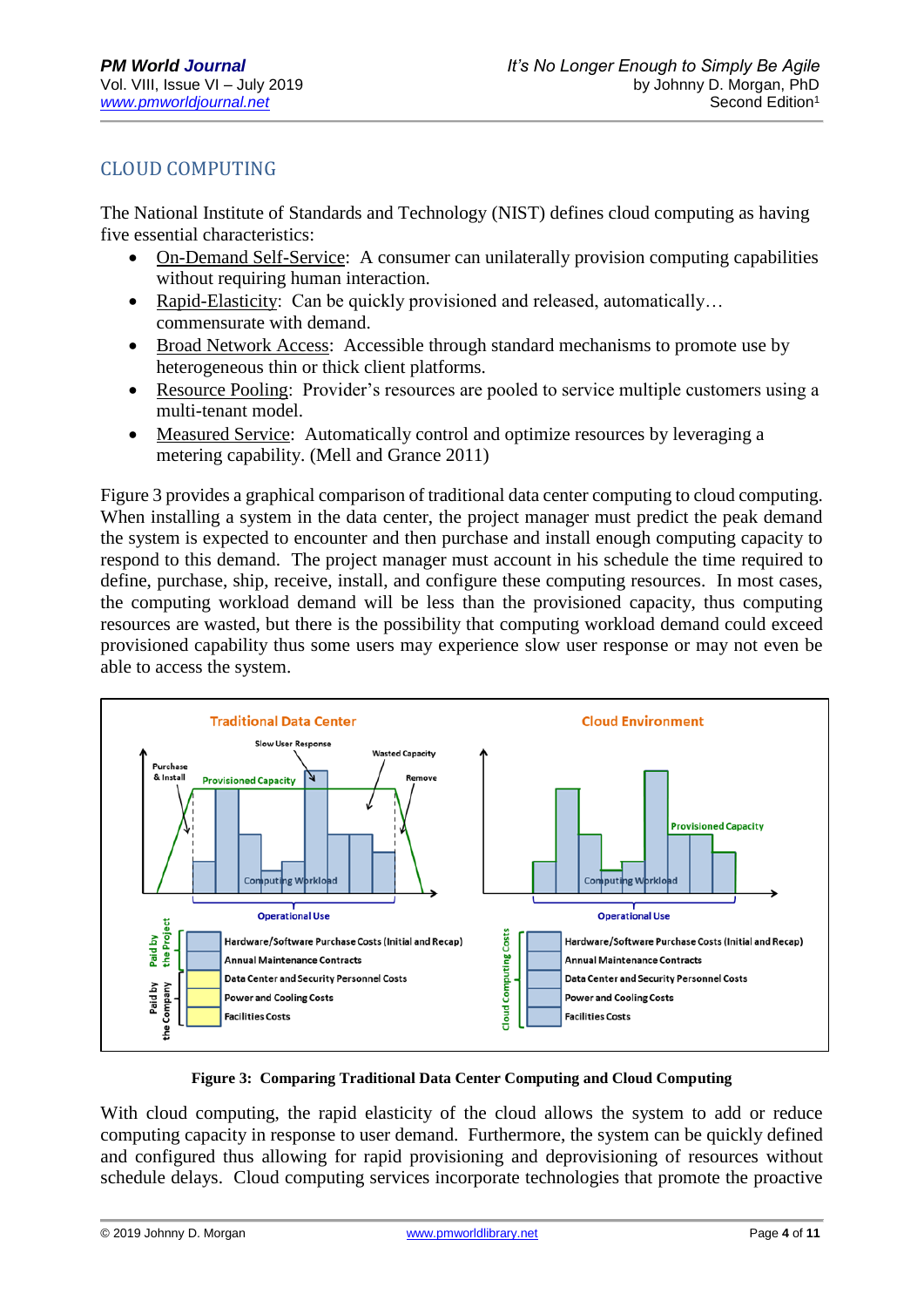## CLOUD COMPUTING

The National Institute of Standards and Technology (NIST) defines cloud computing as having five essential characteristics:

- On-Demand Self-Service: A consumer can unilaterally provision computing capabilities without requiring human interaction.
- Rapid-Elasticity: Can be quickly provisioned and released, automatically… commensurate with demand.
- Broad Network Access: Accessible through standard mechanisms to promote use by heterogeneous thin or thick client platforms.
- Resource Pooling: Provider's resources are pooled to service multiple customers using a multi-tenant model.
- Measured Service: Automatically control and optimize resources by leveraging a metering capability. (Mell and Grance 2011)

Figure 3 provides a graphical comparison of traditional data center computing to cloud computing. When installing a system in the data center, the project manager must predict the peak demand the system is expected to encounter and then purchase and install enough computing capacity to respond to this demand. The project manager must account in his schedule the time required to define, purchase, ship, receive, install, and configure these computing resources. In most cases, the computing workload demand will be less than the provisioned capacity, thus computing resources are wasted, but there is the possibility that computing workload demand could exceed provisioned capability thus some users may experience slow user response or may not even be able to access the system.

**Figure 3: Comparing Traditional Data Center Computing and Cloud Computing**

With cloud computing, the rapid elasticity of the cloud allows the system to add or reduce computing capacity in response to user demand. Furthermore, the system can be quickly defined and configured thus allowing for rapid provisioning and deprovisioning of resources without schedule delays. Cloud computing services incorporate technologies that promote the proactive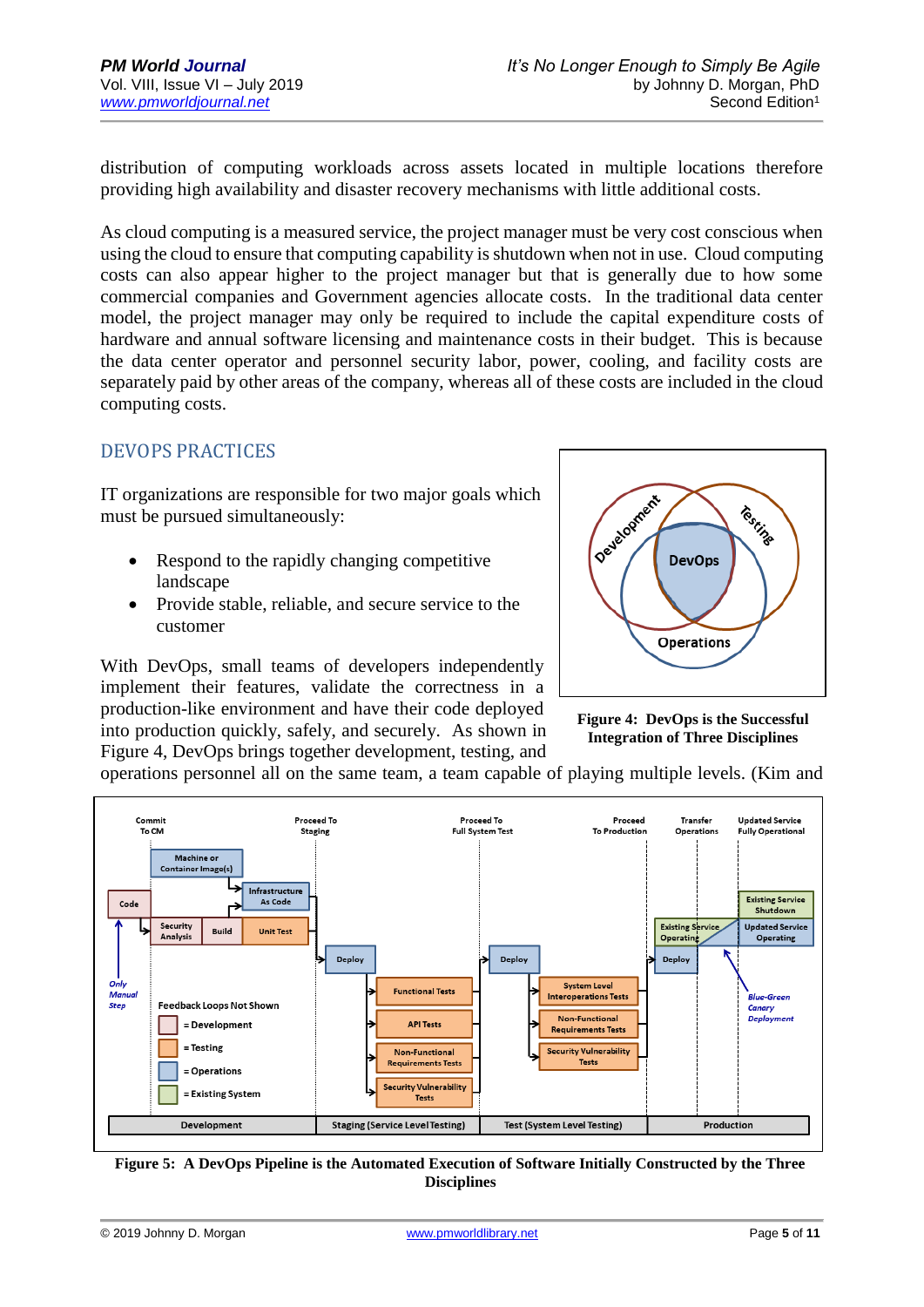distribution of computing workloads across assets located in multiple locations therefore providing high availability and disaster recovery mechanisms with little additional costs.

As cloud computing is a measured service, the project manager must be very cost conscious when using the cloud to ensure that computing capability is shutdown when not in use. Cloud computing costs can also appear higher to the project manager but that is generally due to how some commercial companies and Government agencies allocate costs. In the traditional data center model, the project manager may only be required to include the capital expenditure costs of hardware and annual software licensing and maintenance costs in their budget. This is because the data center operator and personnel security labor, power, cooling, and facility costs are separately paid by other areas of the company, whereas all of these costs are included in the cloud computing costs.

## DEVOPS PRACTICES

IT organizations are responsible for two major goals which must be pursued simultaneously:

- Respond to the rapidly changing competitive landscape
- Provide stable, reliable, and secure service to the customer

With DevOps, small teams of developers independently implement their features, validate the correctness in a production-like environment and have their code deployed into production quickly, safely, and securely. As shown in Figure 4, DevOps brings together development, testing, and operations personnel all on the same team, a team capable of playing multiple levels. (Kim and

**Figure 4: DevOps is the Successful Integration of Three Disciplines**

**Figure 5: A DevOps Pipeline is the Automated Execution of Software Initially Constructed by the Three Disciplines**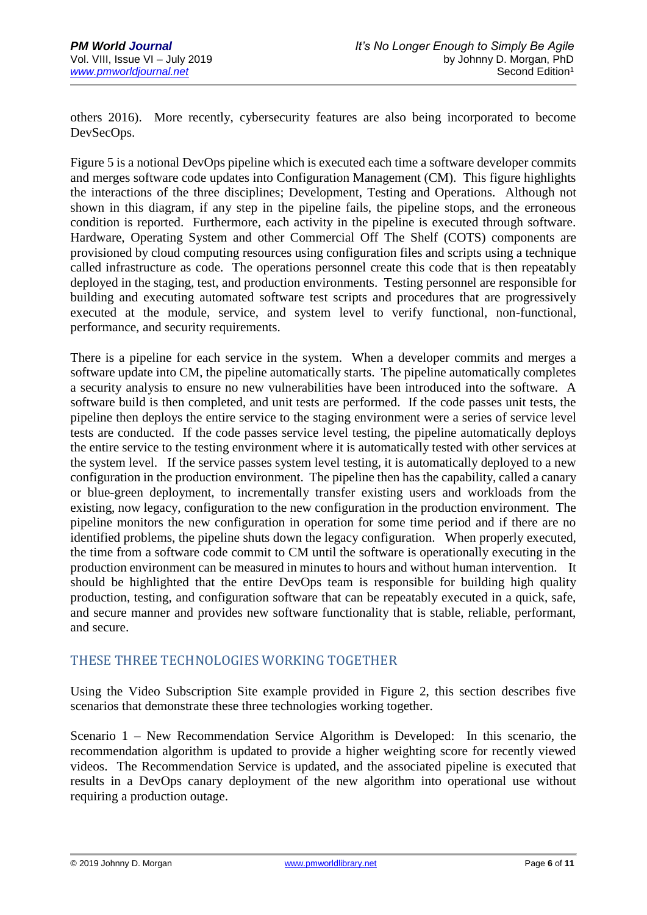others 2016). More recently, cybersecurity features are also being incorporated to become DevSecOps.

Figure 5 is a notional DevOps pipeline which is executed each time a software developer commits and merges software code updates into Configuration Management (CM). This figure highlights the interactions of the three disciplines; Development, Testing and Operations. Although not shown in this diagram, if any step in the pipeline fails, the pipeline stops, and the erroneous condition is reported. Furthermore, each activity in the pipeline is executed through software. Hardware, Operating System and other Commercial Off The Shelf (COTS) components are provisioned by cloud computing resources using configuration files and scripts using a technique called infrastructure as code. The operations personnel create this code that is then repeatably deployed in the staging, test, and production environments. Testing personnel are responsible for building and executing automated software test scripts and procedures that are progressively executed at the module, service, and system level to verify functional, non-functional, performance, and security requirements.

There is a pipeline for each service in the system. When a developer commits and merges a software update into CM, the pipeline automatically starts. The pipeline automatically completes a security analysis to ensure no new vulnerabilities have been introduced into the software. A software build is then completed, and unit tests are performed. If the code passes unit tests, the pipeline then deploys the entire service to the staging environment were a series of service level tests are conducted. If the code passes service level testing, the pipeline automatically deploys the entire service to the testing environment where it is automatically tested with other services at the system level. If the service passes system level testing, it is automatically deployed to a new configuration in the production environment. The pipeline then has the capability, called a canary or blue-green deployment, to incrementally transfer existing users and workloads from the existing, now legacy, configuration to the new configuration in the production environment. The pipeline monitors the new configuration in operation for some time period and if there are no identified problems, the pipeline shuts down the legacy configuration. When properly executed, the time from a software code commit to CM until the software is operationally executing in the production environment can be measured in minutes to hours and without human intervention. It should be highlighted that the entire DevOps team is responsible for building high quality production, testing, and configuration software that can be repeatably executed in a quick, safe, and secure manner and provides new software functionality that is stable, reliable, performant, and secure.

## THESE THREE TECHNOLOGIES WORKING TOGETHER

Using the Video Subscription Site example provided in Figure 2, this section describes five scenarios that demonstrate these three technologies working together.

Scenario 1 – New Recommendation Service Algorithm is Developed: In this scenario, the recommendation algorithm is updated to provide a higher weighting score for recently viewed videos. The Recommendation Service is updated, and the associated pipeline is executed that results in a DevOps canary deployment of the new algorithm into operational use without requiring a production outage.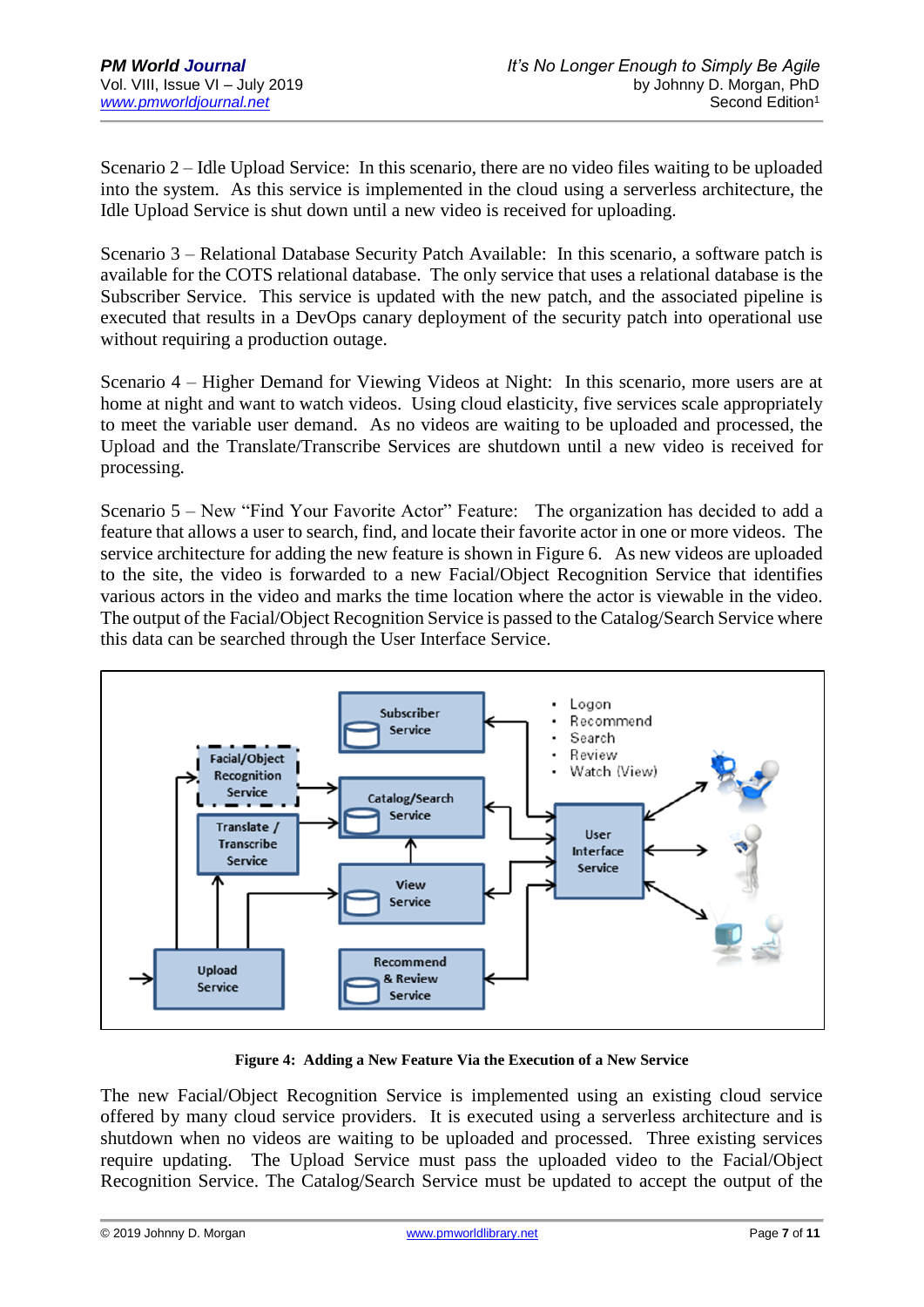Scenario 2 – Idle Upload Service: In this scenario, there are no video files waiting to be uploaded into the system. As this service is implemented in the cloud using a serverless architecture, the Idle Upload Service is shut down until a new video is received for uploading.

Scenario 3 – Relational Database Security Patch Available: In this scenario, a software patch is available for the COTS relational database. The only service that uses a relational database is the Subscriber Service. This service is updated with the new patch, and the associated pipeline is executed that results in a DevOps canary deployment of the security patch into operational use without requiring a production outage.

Scenario 4 – Higher Demand for Viewing Videos at Night: In this scenario, more users are at home at night and want to watch videos. Using cloud elasticity, five services scale appropriately to meet the variable user demand. As no videos are waiting to be uploaded and processed, the Upload and the Translate/Transcribe Services are shutdown until a new video is received for processing.

Scenario 5 – New "Find Your Favorite Actor" Feature: The organization has decided to add a feature that allows a user to search, find, and locate their favorite actor in one or more videos. The service architecture for adding the new feature is shown in Figure 6. As new videos are uploaded to the site, the video is forwarded to a new Facial/Object Recognition Service that identifies various actors in the video and marks the time location where the actor is viewable in the video. The output of the Facial/Object Recognition Service is passed to the Catalog/Search Service where this data can be searched through the User Interface Service.

**Figure 4: Adding a New Feature Via the Execution of a New Service**

The new Facial/Object Recognition Service is implemented using an existing cloud service offered by many cloud service providers. It is executed using a serverless architecture and is shutdown when no videos are waiting to be uploaded and processed. Three existing services require updating. The Upload Service must pass the uploaded video to the Facial/Object Recognition Service. The Catalog/Search Service must be updated to accept the output of the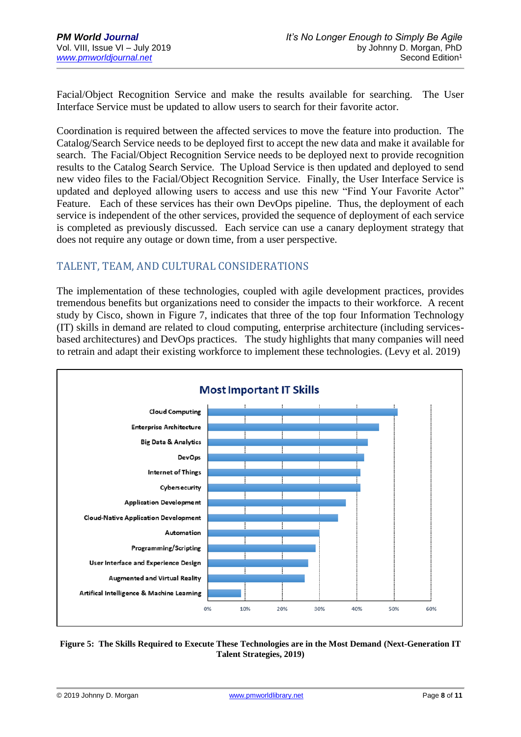Facial/Object Recognition Service and make the results available for searching. The User Interface Service must be updated to allow users to search for their favorite actor.

Coordination is required between the affected services to move the feature into production. The Catalog/Search Service needs to be deployed first to accept the new data and make it available for search. The Facial/Object Recognition Service needs to be deployed next to provide recognition results to the Catalog Search Service. The Upload Service is then updated and deployed to send new video files to the Facial/Object Recognition Service. Finally, the User Interface Service is updated and deployed allowing users to access and use this new "Find Your Favorite Actor" Feature. Each of these services has their own DevOps pipeline. Thus, the deployment of each service is independent of the other services, provided the sequence of deployment of each service is completed as previously discussed. Each service can use a canary deployment strategy that does not require any outage or down time, from a user perspective.

## TALENT, TEAM, AND CULTURAL CONSIDERATIONS

The implementation of these technologies, coupled with agile development practices, provides tremendous benefits but organizations need to consider the impacts to their workforce. A recent study by Cisco, shown in Figure 7, indicates that three of the top four Information Technology (IT) skills in demand are related to cloud computing, enterprise architecture (including services-based architectures) and DevOps practices. The study highlights that many companies will need to retrain and adapt their existing workforce to implement these technologies. (Levy et al. 2019)

**Most Important IT Skills**

| Skill |
|---|
| Cloud Computing |
| Enterprise Architecture |
| Big Data & Analytics |
| DevOps |
| Internet of Things |
| Cybersecurity |
| Application Development |
| Cloud-Native Application Development |
| Automation |
| Programming/Scripting |
| User Interface and Experience Design |
| Augmented and Virtual Reality |
| Artifical Intelligence & Machine Learning |

0% 10% 20% 30% 40% 50% 60%

**Figure 5: The Skills Required to Execute These Technologies are in the Most Demand (Next-Generation IT Talent Strategies, 2019)**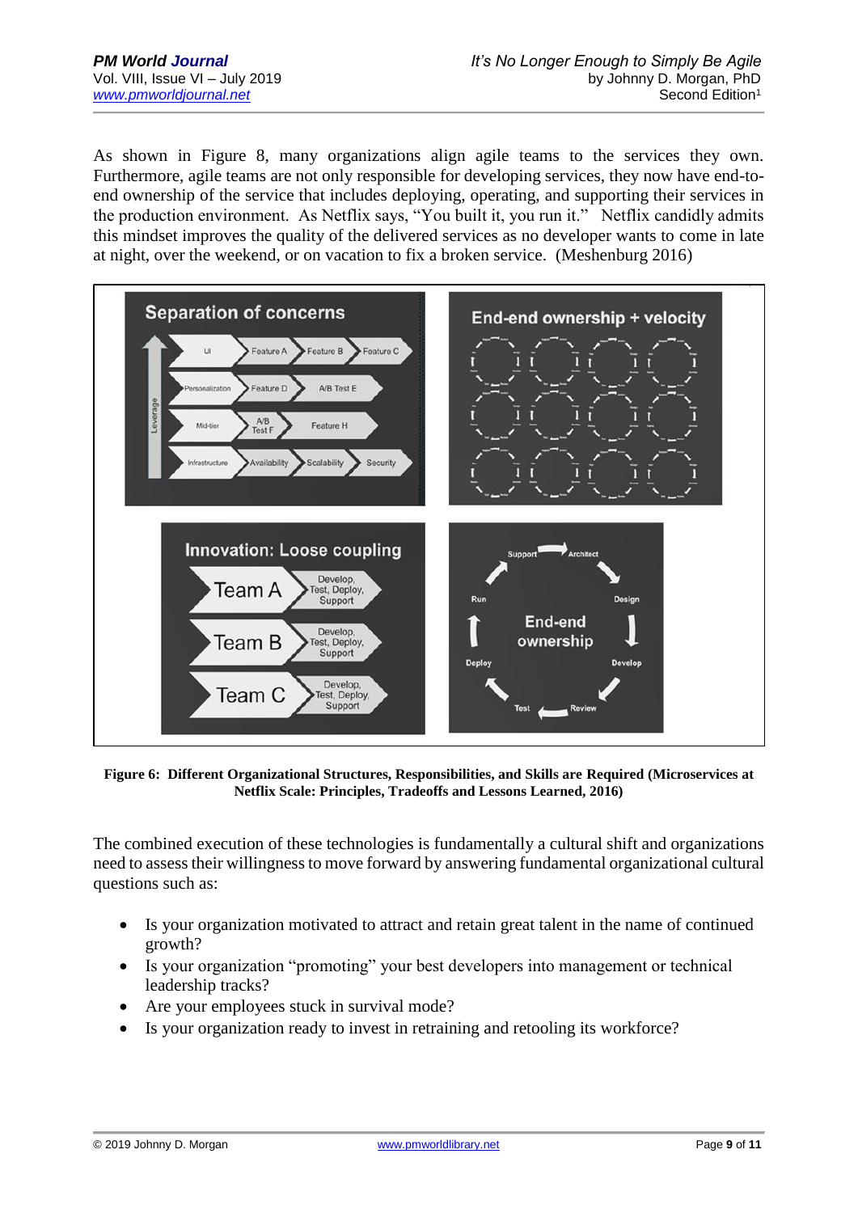As shown in Figure 8, many organizations align agile teams to the services they own. Furthermore, agile teams are not only responsible for developing services, they now have end-to-end ownership of the service that includes deploying, operating, and supporting their services in the production environment. As Netflix says, “You built it, you run it.” Netflix candidly admits this mindset improves the quality of the delivered services as no developer wants to come in late at night, over the weekend, or on vacation to fix a broken service. (Meshenburg 2016)

**Figure 6: Different Organizational Structures, Responsibilities, and Skills are Required (Microservices at Netflix Scale: Principles, Tradeoffs and Lessons Learned, 2016)**

The combined execution of these technologies is fundamentally a cultural shift and organizations need to assess their willingness to move forward by answering fundamental organizational cultural questions such as:

- Is your organization motivated to attract and retain great talent in the name of continued growth?
- Is your organization “promoting” your best developers into management or technical leadership tracks?
- Are your employees stuck in survival mode?
- Is your organization ready to invest in retraining and retooling its workforce?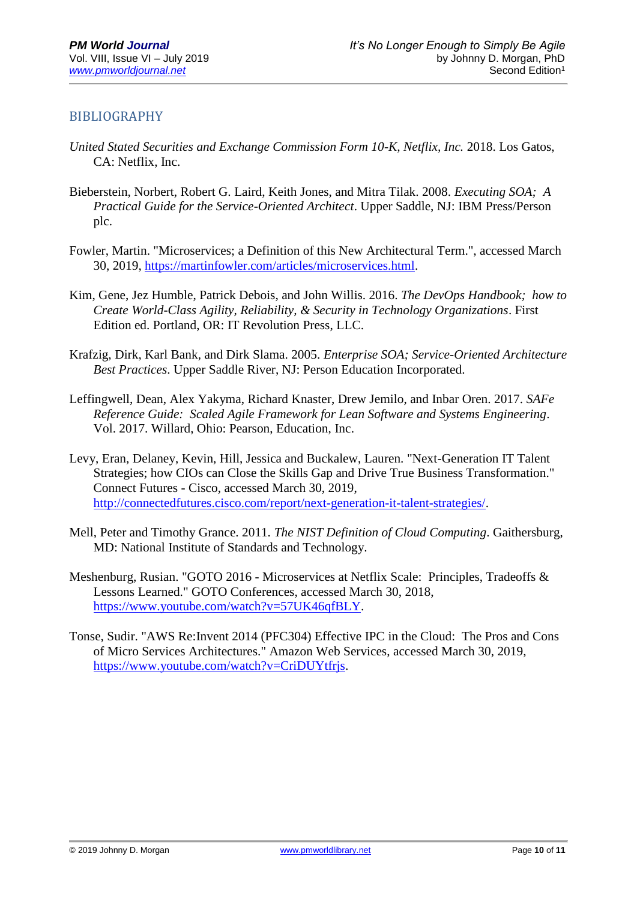## BIBLIOGRAPHY

*United Stated Securities and Exchange Commission Form 10-K, Netflix, Inc.* 2018. Los Gatos, CA: Netflix, Inc.

Bieberstein, Norbert, Robert G. Laird, Keith Jones, and Mitra Tilak. 2008. *Executing SOA; A Practical Guide for the Service-Oriented Architect*. Upper Saddle, NJ: IBM Press/Person plc.

Fowler, Martin. "Microservices; a Definition of this New Architectural Term.", accessed March 30, 2019, https://martinfowler.com/articles/microservices.html.

Kim, Gene, Jez Humble, Patrick Debois, and John Willis. 2016. *The DevOps Handbook; how to Create World-Class Agility, Reliability, & Security in Technology Organizations*. First Edition ed. Portland, OR: IT Revolution Press, LLC.

Krafzig, Dirk, Karl Bank, and Dirk Slama. 2005. *Enterprise SOA; Service-Oriented Architecture Best Practices*. Upper Saddle River, NJ: Person Education Incorporated.

Leffingwell, Dean, Alex Yakyma, Richard Knaster, Drew Jemilo, and Inbar Oren. 2017. *SAFe Reference Guide: Scaled Agile Framework for Lean Software and Systems Engineering*. Vol. 2017. Willard, Ohio: Pearson, Education, Inc.

Levy, Eran, Delaney, Kevin, Hill, Jessica and Buckalew, Lauren. "Next-Generation IT Talent Strategies; how CIOs can Close the Skills Gap and Drive True Business Transformation." Connect Futures - Cisco, accessed March 30, 2019, http://connectedfutures.cisco.com/report/next-generation-it-talent-strategies/.

Mell, Peter and Timothy Grance. 2011. *The NIST Definition of Cloud Computing*. Gaithersburg, MD: National Institute of Standards and Technology.

Meshenburg, Rusian. "GOTO 2016 - Microservices at Netflix Scale: Principles, Tradeoffs & Lessons Learned." GOTO Conferences, accessed March 30, 2018, https://www.youtube.com/watch?v=57UK46qfBLY.

Tonse, Sudir. "AWS Re:Invent 2014 (PFC304) Effective IPC in the Cloud: The Pros and Cons of Micro Services Architectures." Amazon Web Services, accessed March 30, 2019, https://www.youtube.com/watch?v=CriDUYtfrjs.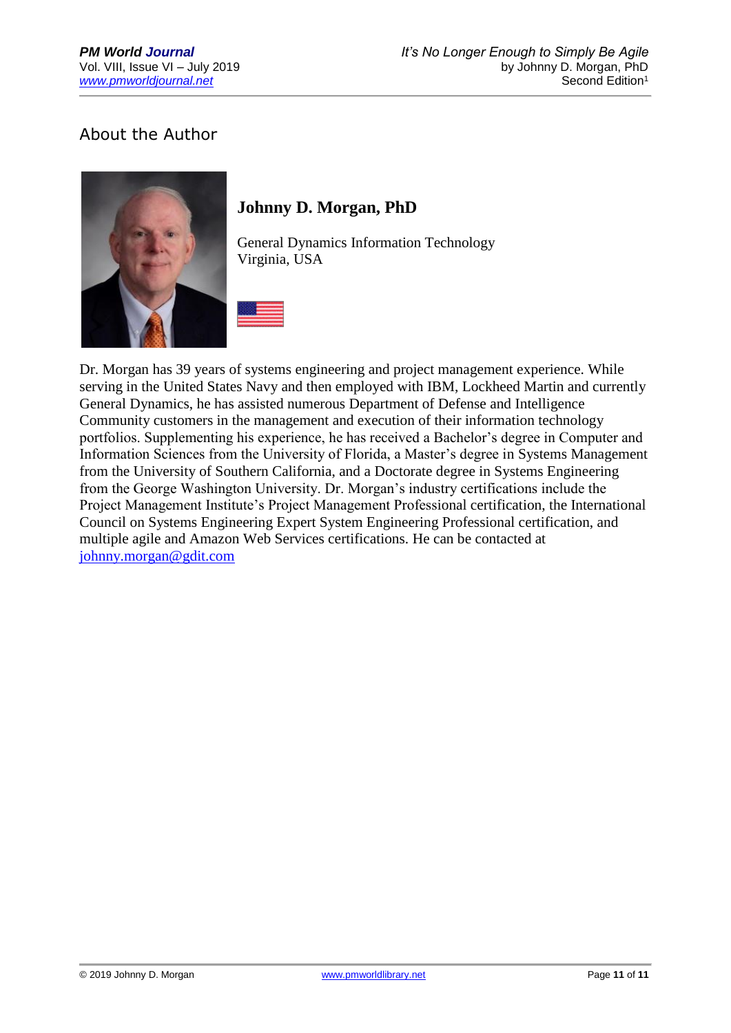## About the Author

### Johnny D. Morgan, PhD

General Dynamics Information Technology
Virginia, USA

Dr. Morgan has 39 years of systems engineering and project management experience. While serving in the United States Navy and then employed with IBM, Lockheed Martin and currently General Dynamics, he has assisted numerous Department of Defense and Intelligence Community customers in the management and execution of their information technology portfolios. Supplementing his experience, he has received a Bachelor's degree in Computer and Information Sciences from the University of Florida, a Master's degree in Systems Management from the University of Southern California, and a Doctorate degree in Systems Engineering from the George Washington University. Dr. Morgan's industry certifications include the Project Management Institute's Project Management Professional certification, the International Council on Systems Engineering Expert System Engineering Professional certification, and multiple agile and Amazon Web Services certifications. He can be contacted at johnny.morgan@gdit.com